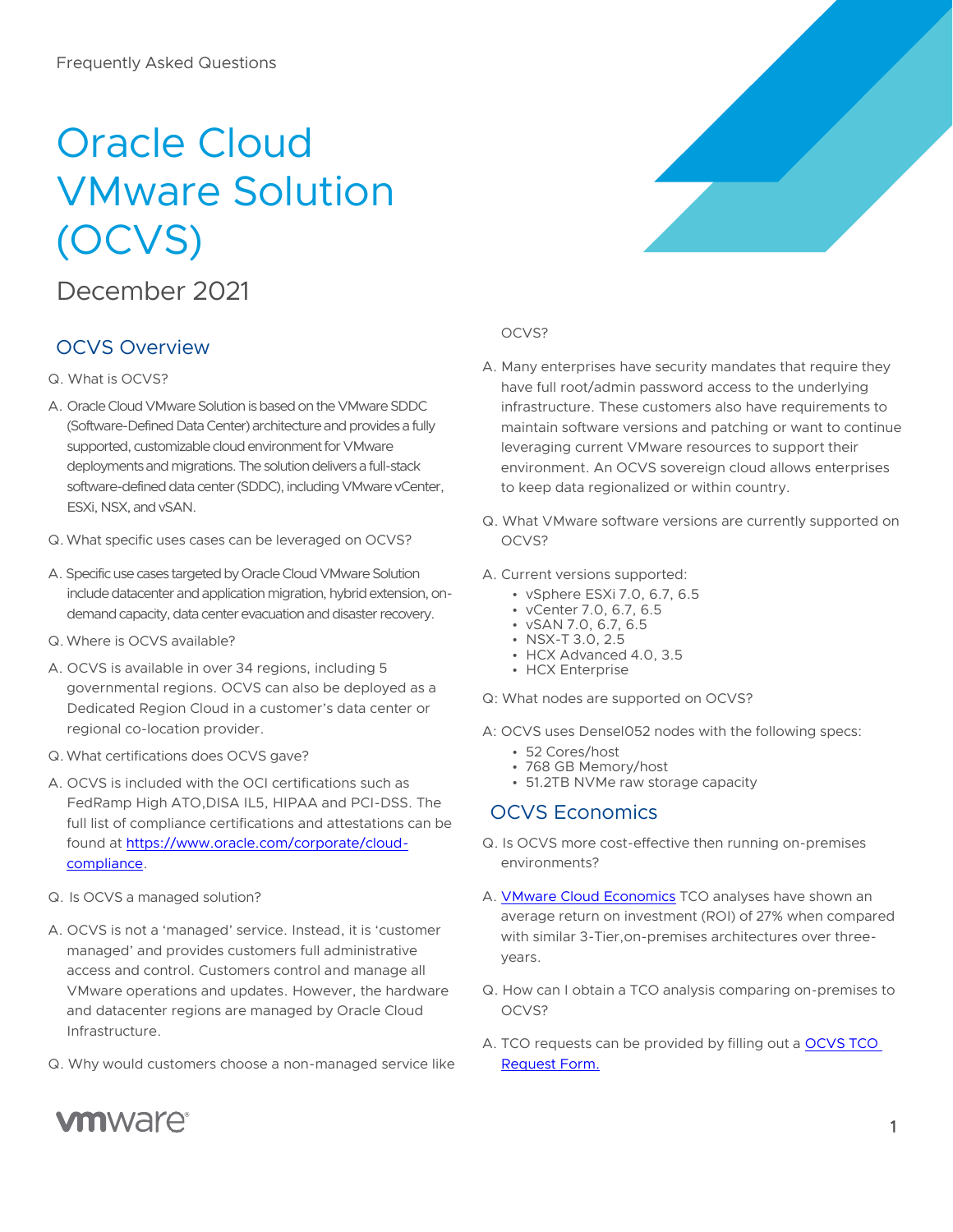Frequently Asked Questions

# Oracle Cloud VMware Solution (OCVS)

December 2021

## OCVS Overview

Q. What is OCVS?

A. Oracle Cloud VMware Solution is based on the VMware SDDC (Software-Defined Data Center) architecture and provides a fully supported, customizable cloud environment for VMware deployments and migrations. The solution delivers a full-stack software-defined data center (SDDC), including VMware vCenter, ESXi, NSX, and vSAN.

Q. What specific uses cases can be leveraged on OCVS?

A. Specific use cases targeted by Oracle Cloud VMware Solution include datacenter and application migration, hybrid extension, on-demand capacity, data center evacuation and disaster recovery.

Q. Where is OCVS available?

A. OCVS is available in over 34 regions, including 5 governmental regions. OCVS can also be deployed as a Dedicated Region Cloud in a customer's data center or regional co-location provider.

Q. What certifications does OCVS gave?

A. OCVS is included with the OCI certifications such as FedRamp High ATO,DISA IL5, HIPAA and PCI-DSS. The full list of compliance certifications and attestations can be found at [https://www.oracle.com/corporate/cloud-compliance](https://www.oracle.com/corporate/cloud-compliance).

Q. Is OCVS a managed solution?

A. OCVS is not a 'managed' service. Instead, it is 'customer managed' and provides customers full administrative access and control. Customers control and manage all VMware operations and updates. However, the hardware and datacenter regions are managed by Oracle Cloud Infrastructure.

Q. Why would customers choose a non-managed service like OCVS?

A. Many enterprises have security mandates that require they have full root/admin password access to the underlying infrastructure. These customers also have requirements to maintain software versions and patching or want to continue leveraging current VMware resources to support their environment. An OCVS sovereign cloud allows enterprises to keep data regionalized or within country.

Q. What VMware software versions are currently supported on OCVS?

A. Current versions supported:

- vSphere ESXi 7.0, 6.7, 6.5
- vCenter 7.0, 6.7, 6.5
- vSAN 7.0, 6.7, 6.5
- NSX-T 3.0, 2.5
- HCX Advanced 4.0, 3.5
- HCX Enterprise

Q: What nodes are supported on OCVS?

A: OCVS uses DenseI052 nodes with the following specs:

- 52 Cores/host
- 768 GB Memory/host
- 51.2TB NVMe raw storage capacity

## OCVS Economics

Q. Is OCVS more cost-effective then running on-premises environments?

A. VMware Cloud Economics TCO analyses have shown an average return on investment (ROI) of 27% when compared with similar 3-Tier,on-premises architectures over three-years.

Q. How can I obtain a TCO analysis comparing on-premises to OCVS?

A. TCO requests can be provided by filling out a OCVS TCO Request Form.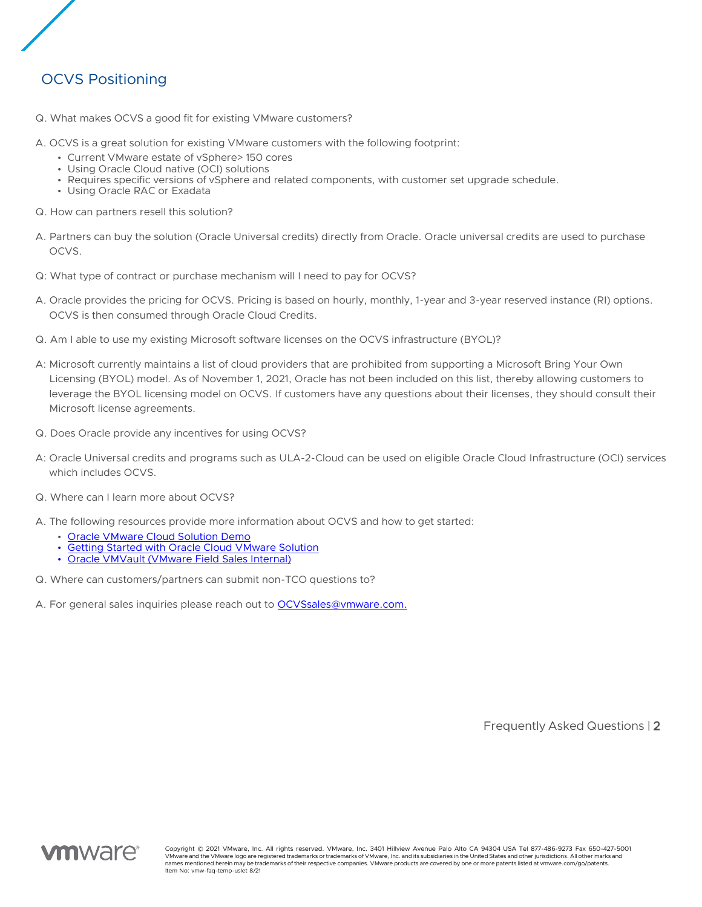## OCVS Positioning

Q. What makes OCVS a good fit for existing VMware customers?

A. OCVS is a great solution for existing VMware customers with the following footprint:

- Current VMware estate of vSphere> 150 cores
- Using Oracle Cloud native (OCI) solutions
- Requires specific versions of vSphere and related components, with customer set upgrade schedule.
- Using Oracle RAC or Exadata

Q. How can partners resell this solution?

A. Partners can buy the solution (Oracle Universal credits) directly from Oracle. Oracle universal credits are used to purchase OCVS.

Q: What type of contract or purchase mechanism will I need to pay for OCVS?

A. Oracle provides the pricing for OCVS. Pricing is based on hourly, monthly, 1-year and 3-year reserved instance (RI) options. OCVS is then consumed through Oracle Cloud Credits.

Q. Am I able to use my existing Microsoft software licenses on the OCVS infrastructure (BYOL)?

A: Microsoft currently maintains a list of cloud providers that are prohibited from supporting a Microsoft Bring Your Own Licensing (BYOL) model. As of November 1, 2021, Oracle has not been included on this list, thereby allowing customers to leverage the BYOL licensing model on OCVS. If customers have any questions about their licenses, they should consult their Microsoft license agreements.

Q. Does Oracle provide any incentives for using OCVS?

A: Oracle Universal credits and programs such as ULA-2-Cloud can be used on eligible Oracle Cloud Infrastructure (OCI) services which includes OCVS.

Q. Where can I learn more about OCVS?

A. The following resources provide more information about OCVS and how to get started:

- Oracle VMware Cloud Solution Demo
- Getting Started with Oracle Cloud VMware Solution
- Oracle VMVault (VMware Field Sales Internal)

Q. Where can customers/partners can submit non-TCO questions to?

A. For general sales inquiries please reach out to OCVSsales@vmware.com.

Copyright © 2021 VMware, Inc. All rights reserved. VMware, Inc. 3401 Hillview Avenue Palo Alto CA 94304 USA Tel 877-486-9273 Fax 650-427-5001 VMware and the VMware logo are registered trademarks or trademarks of VMware, Inc. and its subsidiaries in the United States and other jurisdictions. All other marks and names mentioned herein may be trademarks of their respective companies. VMware products are covered by one or more patents listed at vmware.com/go/patents. Item No: vmw-faq-temp-uslet 8/21